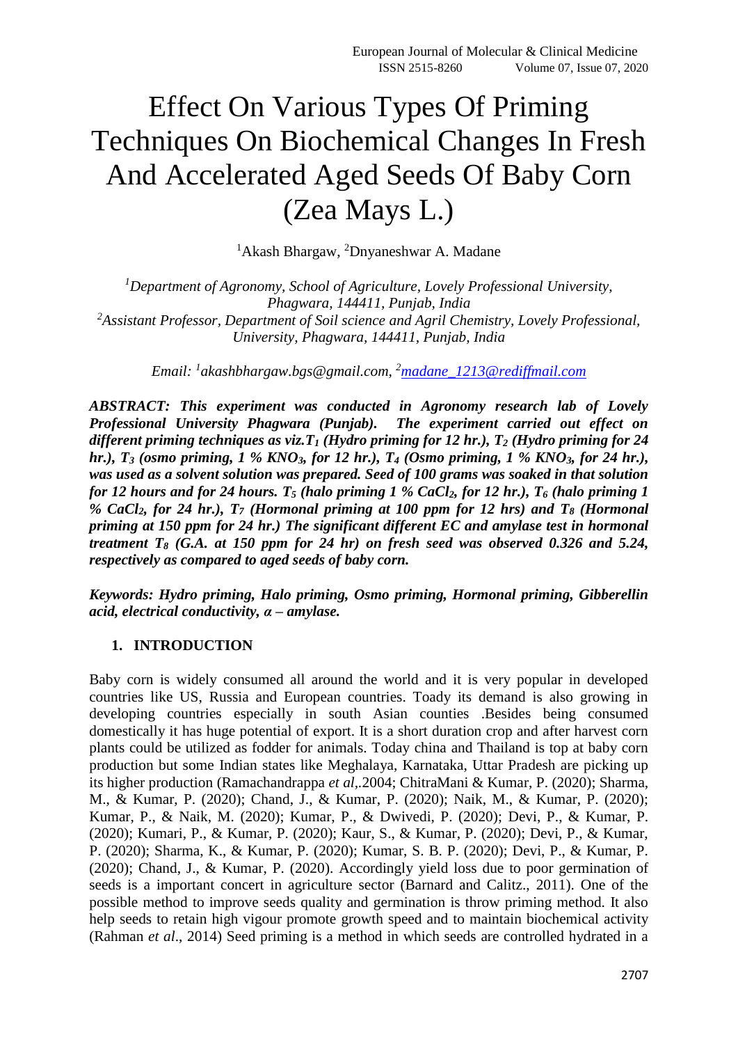# Effect On Various Types Of Priming Techniques On Biochemical Changes In Fresh And Accelerated Aged Seeds Of Baby Corn (Zea Mays L.)

[1]Akash Bhargaw, [2]Dnyaneshwar A. Madane

*[1]Department of Agronomy, School of Agriculture, Lovely Professional University, Phagwara, 144411, Punjab, India*
*[2]Assistant Professor, Department of Soil science and Agril Chemistry, Lovely Professional, University, Phagwara, 144411, Punjab, India*

*Email: [1]akashbhargaw.bgs@gmail.com, [2]madane_1213@rediffmail.com*

***ABSTRACT: This experiment was conducted in Agronomy research lab of Lovely Professional University Phagwara (Punjab). The experiment carried out effect on different priming techniques as viz.$T_1$ (Hydro priming for 12 hr.), $T_2$ (Hydro priming for 24 hr.), $T_3$ (osmo priming, 1 % $KNO_3$, for 12 hr.), $T_4$ (Osmo priming, 1 % $KNO_3$, for 24 hr.), was used as a solvent solution was prepared. Seed of 100 grams was soaked in that solution for 12 hours and for 24 hours. $T_5$ (halo priming 1 % $CaCl_2$, for 12 hr.), $T_6$ (halo priming 1 % $CaCl_2$, for 24 hr.), $T_7$ (Hormonal priming at 100 ppm for 12 hrs) and $T_8$ (Hormonal priming at 150 ppm for 24 hr.) The significant different EC and amylase test in hormonal treatment $T_8$ (G.A. at 150 ppm for 24 hr) on fresh seed was observed 0.326 and 5.24, respectively as compared to aged seeds of baby corn.***

***Keywords: Hydro priming, Halo priming, Osmo priming, Hormonal priming, Gibberellin acid, electrical conductivity, α – amylase.***

## 1. INTRODUCTION

Baby corn is widely consumed all around the world and it is very popular in developed countries like US, Russia and European countries. Toady its demand is also growing in developing countries especially in south Asian counties .Besides being consumed domestically it has huge potential of export. It is a short duration crop and after harvest corn plants could be utilized as fodder for animals. Today china and Thailand is top at baby corn production but some Indian states like Meghalaya, Karnataka, Uttar Pradesh are picking up its higher production (Ramachandrappa *et al*,.2004; ChitraMani & Kumar, P. (2020); Sharma, M., & Kumar, P. (2020); Chand, J., & Kumar, P. (2020); Naik, M., & Kumar, P. (2020); Kumar, P., & Naik, M. (2020); Kumar, P., & Dwivedi, P. (2020); Devi, P., & Kumar, P. (2020); Kumari, P., & Kumar, P. (2020); Kaur, S., & Kumar, P. (2020); Devi, P., & Kumar, P. (2020); Sharma, K., & Kumar, P. (2020); Kumar, S. B. P. (2020); Devi, P., & Kumar, P. (2020); Chand, J., & Kumar, P. (2020). Accordingly yield loss due to poor germination of seeds is a important concert in agriculture sector (Barnard and Calitz., 2011). One of the possible method to improve seeds quality and germination is throw priming method. It also help seeds to retain high vigour promote growth speed and to maintain biochemical activity (Rahman *et al*., 2014) Seed priming is a method in which seeds are controlled hydrated in a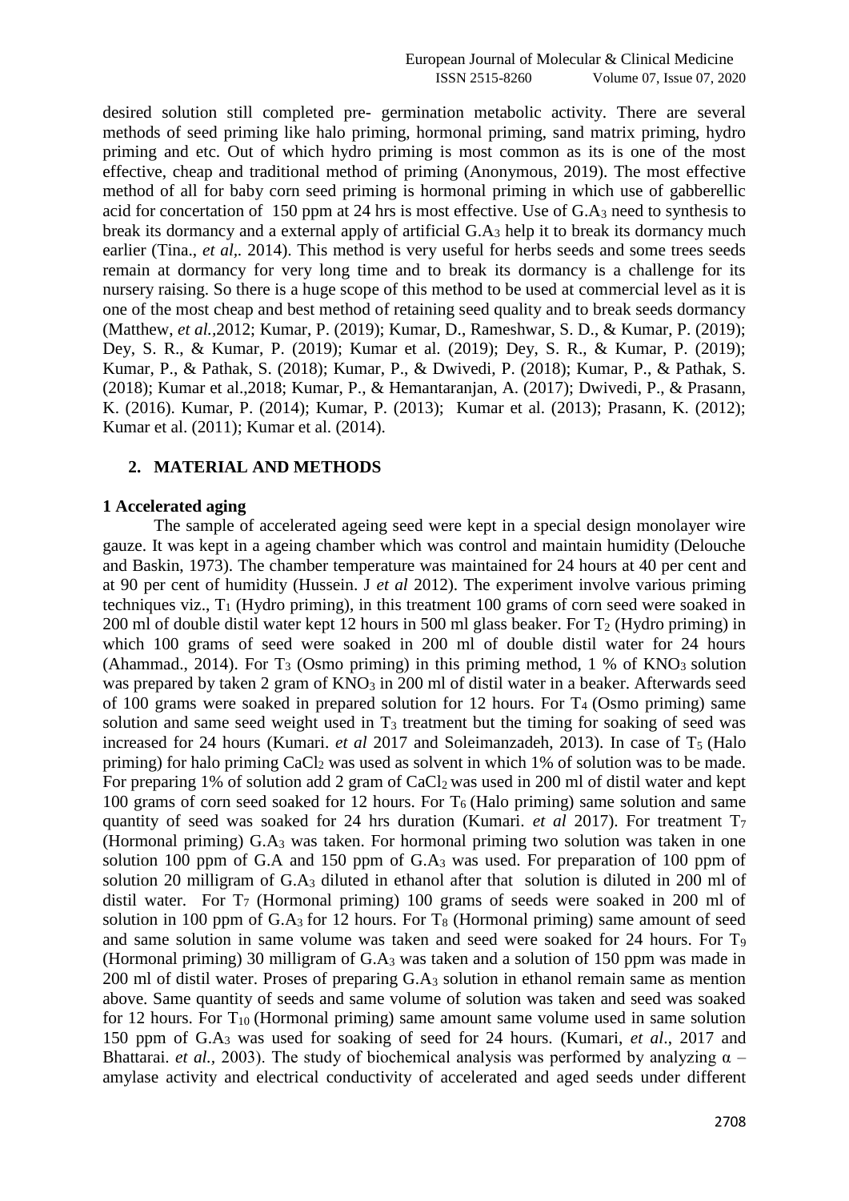desired solution still completed pre- germination metabolic activity. There are several methods of seed priming like halo priming, hormonal priming, sand matrix priming, hydro priming and etc. Out of which hydro priming is most common as its is one of the most effective, cheap and traditional method of priming (Anonymous, 2019). The most effective method of all for baby corn seed priming is hormonal priming in which use of gabberellic acid for concertation of 150 ppm at 24 hrs is most effective. Use of $G.A_3$ need to synthesis to break its dormancy and a external apply of artificial $G.A_3$ help it to break its dormancy much earlier (Tina., *et al*,. 2014). This method is very useful for herbs seeds and some trees seeds remain at dormancy for very long time and to break its dormancy is a challenge for its nursery raising. So there is a huge scope of this method to be used at commercial level as it is one of the most cheap and best method of retaining seed quality and to break seeds dormancy (Matthew, *et al.*,2012; Kumar, P. (2019); Kumar, D., Rameshwar, S. D., & Kumar, P. (2019); Dey, S. R., & Kumar, P. (2019); Kumar et al. (2019); Dey, S. R., & Kumar, P. (2019); Kumar, P., & Pathak, S. (2018); Kumar, P., & Dwivedi, P. (2018); Kumar, P., & Pathak, S. (2018); Kumar et al.,2018; Kumar, P., & Hemantaranjan, A. (2017); Dwivedi, P., & Prasann, K. (2016). Kumar, P. (2014); Kumar, P. (2013); Kumar et al. (2013); Prasann, K. (2012); Kumar et al. (2011); Kumar et al. (2014).

## 2. MATERIAL AND METHODS

### 1 Accelerated aging

The sample of accelerated ageing seed were kept in a special design monolayer wire gauze. It was kept in a ageing chamber which was control and maintain humidity (Delouche and Baskin, 1973). The chamber temperature was maintained for 24 hours at 40 per cent and at 90 per cent of humidity (Hussein. J *et al* 2012). The experiment involve various priming techniques viz., $T_1$ (Hydro priming), in this treatment 100 grams of corn seed were soaked in 200 ml of double distil water kept 12 hours in 500 ml glass beaker. For $T_2$ (Hydro priming) in which 100 grams of seed were soaked in 200 ml of double distil water for 24 hours (Ahammad., 2014). For $T_3$ (Osmo priming) in this priming method, 1 % of $KNO_3$ solution was prepared by taken 2 gram of $KNO_3$ in 200 ml of distil water in a beaker. Afterwards seed of 100 grams were soaked in prepared solution for 12 hours. For $T_4$ (Osmo priming) same solution and same seed weight used in $T_3$ treatment but the timing for soaking of seed was increased for 24 hours (Kumari. *et al* 2017 and Soleimanzadeh, 2013). In case of $T_5$ (Halo priming) for halo priming $CaCl_2$ was used as solvent in which 1% of solution was to be made. For preparing 1% of solution add 2 gram of $CaCl_2$ was used in 200 ml of distil water and kept 100 grams of corn seed soaked for 12 hours. For $T_6$ (Halo priming) same solution and same quantity of seed was soaked for 24 hrs duration (Kumari. *et al* 2017). For treatment $T_7$ (Hormonal priming) $G.A_3$ was taken. For hormonal priming two solution was taken in one solution 100 ppm of G.A and 150 ppm of $G.A_3$ was used. For preparation of 100 ppm of solution 20 milligram of $G.A_3$ diluted in ethanol after that solution is diluted in 200 ml of distil water. For $T_7$ (Hormonal priming) 100 grams of seeds were soaked in 200 ml of solution in 100 ppm of $G.A_3$ for 12 hours. For $T_8$ (Hormonal priming) same amount of seed and same solution in same volume was taken and seed were soaked for 24 hours. For $T_9$ (Hormonal priming) 30 milligram of $G.A_3$ was taken and a solution of 150 ppm was made in 200 ml of distil water. Proses of preparing $G.A_3$ solution in ethanol remain same as mention above. Same quantity of seeds and same volume of solution was taken and seed was soaked for 12 hours. For $T_{10}$ (Hormonal priming) same amount same volume used in same solution 150 ppm of $G.A_3$ was used for soaking of seed for 24 hours. (Kumari, *et al*., 2017 and Bhattarai. *et al.,* 2003). The study of biochemical analysis was performed by analyzing $\alpha$ – amylase activity and electrical conductivity of accelerated and aged seeds under different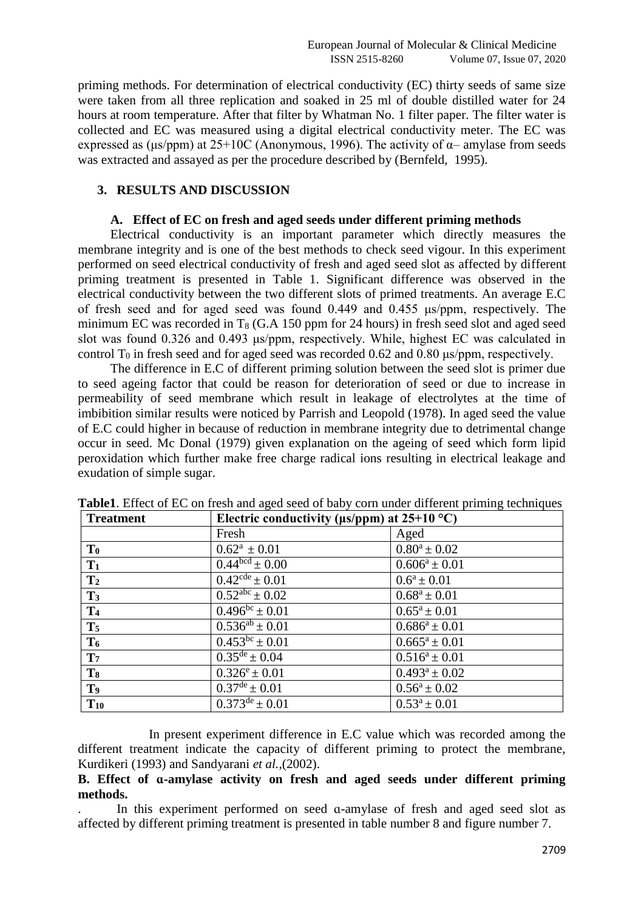priming methods. For determination of electrical conductivity (EC) thirty seeds of same size were taken from all three replication and soaked in 25 ml of double distilled water for 24 hours at room temperature. After that filter by Whatman No. 1 filter paper. The filter water is collected and EC was measured using a digital electrical conductivity meter. The EC was expressed as (μs/ppm) at 25+10C (Anonymous, 1996). The activity of α– amylase from seeds was extracted and assayed as per the procedure described by (Bernfeld, 1995).

## 3. RESULTS AND DISCUSSION

### A. Effect of EC on fresh and aged seeds under different priming methods

Electrical conductivity is an important parameter which directly measures the membrane integrity and is one of the best methods to check seed vigour. In this experiment performed on seed electrical conductivity of fresh and aged seed slot as affected by different priming treatment is presented in Table 1. Significant difference was observed in the electrical conductivity between the two different slots of primed treatments. An average E.C of fresh seed and for aged seed was found 0.449 and 0.455 μs/ppm, respectively. The minimum EC was recorded in $T_8$ (G.A 150 ppm for 24 hours) in fresh seed slot and aged seed slot was found 0.326 and 0.493 μs/ppm, respectively. While, highest EC was calculated in control $T_0$ in fresh seed and for aged seed was recorded 0.62 and 0.80 μs/ppm, respectively.

The difference in E.C of different priming solution between the seed slot is primer due to seed ageing factor that could be reason for deterioration of seed or due to increase in permeability of seed membrane which result in leakage of electrolytes at the time of imbibition similar results were noticed by Parrish and Leopold (1978). In aged seed the value of E.C could higher in because of reduction in membrane integrity due to detrimental change occur in seed. Mc Donal (1979) given explanation on the ageing of seed which form lipid peroxidation which further make free charge radical ions resulting in electrical leakage and exudation of simple sugar.

**Table1**. Effect of EC on fresh and aged seed of baby corn under different priming techniques

| **Treatment** | **Electric conductivity (μs/ppm) at 25+10 °C)** | |
|---|---|---|
| | Fresh | Aged |
| $T_0$ | $0.62^{a} \pm 0.01$ | $0.80^{a} \pm 0.02$ |
| $T_1$ | $0.44^{bcd} \pm 0.00$ | $0.606^{a} \pm 0.01$ |
| $T_2$ | $0.42^{cde} \pm 0.01$ | $0.6^{a} \pm 0.01$ |
| $T_3$ | $0.52^{abc} \pm 0.02$ | $0.68^{a} \pm 0.01$ |
| $T_4$ | $0.496^{bc} \pm 0.01$ | $0.65^{a} \pm 0.01$ |
| $T_5$ | $0.536^{ab} \pm 0.01$ | $0.686^{a} \pm 0.01$ |
| $T_6$ | $0.453^{bc} \pm 0.01$ | $0.665^{a} \pm 0.01$ |
| $T_7$ | $0.35^{de} \pm 0.04$ | $0.516^{a} \pm 0.01$ |
| $T_8$ | $0.326^{e} \pm 0.01$ | $0.493^{a} \pm 0.02$ |
| $T_9$ | $0.37^{de} \pm 0.01$ | $0.56^{a} \pm 0.02$ |
| $T_{10}$ | $0.373^{de} \pm 0.01$ | $0.53^{a} \pm 0.01$ |

In present experiment difference in E.C value which was recorded among the different treatment indicate the capacity of different priming to protect the membrane, Kurdikeri (1993) and Sandyarani *et al.*,(2002).

### B. Effect of ɑ-amylase activity on fresh and aged seeds under different priming methods.

. In this experiment performed on seed ɑ-amylase of fresh and aged seed slot as affected by different priming treatment is presented in table number 8 and figure number 7.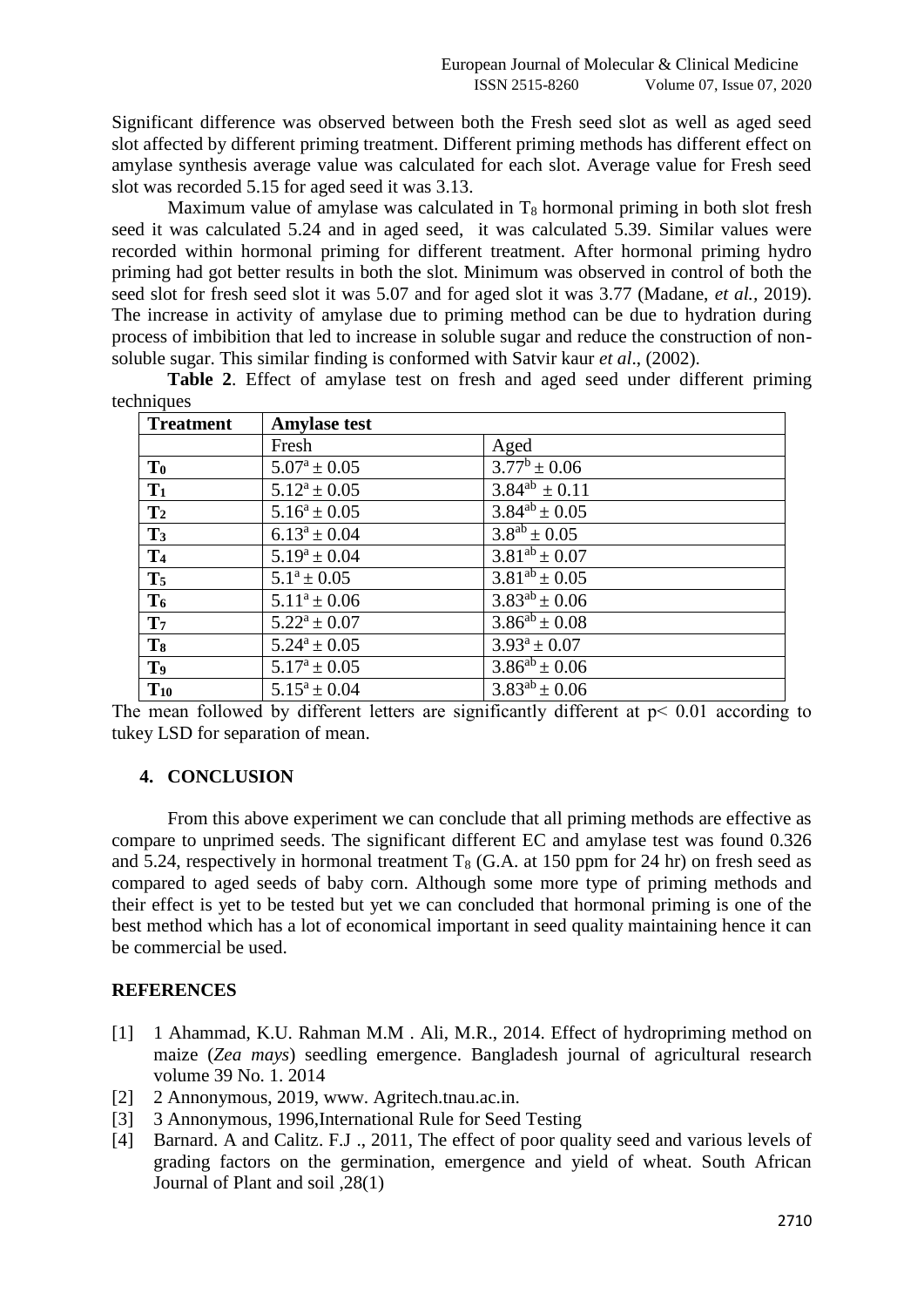Significant difference was observed between both the Fresh seed slot as well as aged seed slot affected by different priming treatment. Different priming methods has different effect on amylase synthesis average value was calculated for each slot. Average value for Fresh seed slot was recorded 5.15 for aged seed it was 3.13.

Maximum value of amylase was calculated in $T_8$ hormonal priming in both slot fresh seed it was calculated 5.24 and in aged seed, it was calculated 5.39. Similar values were recorded within hormonal priming for different treatment. After hormonal priming hydro priming had got better results in both the slot. Minimum was observed in control of both the seed slot for fresh seed slot it was 5.07 and for aged slot it was 3.77 (Madane, *et al.*, 2019). The increase in activity of amylase due to priming method can be due to hydration during process of imbibition that led to increase in soluble sugar and reduce the construction of non-soluble sugar. This similar finding is conformed with Satvir kaur *et al*., (2002).

**Table 2**. Effect of amylase test on fresh and aged seed under different priming techniques

| **Treatment** | **Amylase test** | |
|---|---|---|
| | Fresh | Aged |
| $T_0$ | $5.07^a \pm 0.05$ | $3.77^b \pm 0.06$ |
| $T_1$ | $5.12^a \pm 0.05$ | $3.84^{ab} \pm 0.11$ |
| $T_2$ | $5.16^a \pm 0.05$ | $3.84^{ab} \pm 0.05$ |
| $T_3$ | $6.13^a \pm 0.04$ | $3.8^{ab} \pm 0.05$ |
| $T_4$ | $5.19^a \pm 0.04$ | $3.81^{ab} \pm 0.07$ |
| $T_5$ | $5.1^a \pm 0.05$ | $3.81^{ab} \pm 0.05$ |
| $T_6$ | $5.11^a \pm 0.06$ | $3.83^{ab} \pm 0.06$ |
| $T_7$ | $5.22^a \pm 0.07$ | $3.86^{ab} \pm 0.08$ |
| $T_8$ | $5.24^a \pm 0.05$ | $3.93^a \pm 0.07$ |
| $T_9$ | $5.17^a \pm 0.05$ | $3.86^{ab} \pm 0.06$ |
| $T_{10}$ | $5.15^a \pm 0.04$ | $3.83^{ab} \pm 0.06$ |

The mean followed by different letters are significantly different at $p < 0.01$ according to tukey LSD for separation of mean.

## 4. CONCLUSION

From this above experiment we can conclude that all priming methods are effective as compare to unprimed seeds. The significant different EC and amylase test was found 0.326 and 5.24, respectively in hormonal treatment $T_8$ (G.A. at 150 ppm for 24 hr) on fresh seed as compared to aged seeds of baby corn. Although some more type of priming methods and their effect is yet to be tested but yet we can concluded that hormonal priming is one of the best method which has a lot of economical important in seed quality maintaining hence it can be commercial be used.

## REFERENCES

[1] 1 Ahammad, K.U. Rahman M.M . Ali, M.R., 2014. Effect of hydropriming method on maize (*Zea mays*) seedling emergence. Bangladesh journal of agricultural research volume 39 No. 1. 2014

[2] 2 Annonymous, 2019, www. Agritech.tnau.ac.in.

[3] 3 Annonymous, 1996,International Rule for Seed Testing

[4] Barnard. A and Calitz. F.J ., 2011, The effect of poor quality seed and various levels of grading factors on the germination, emergence and yield of wheat. South African Journal of Plant and soil ,28(1)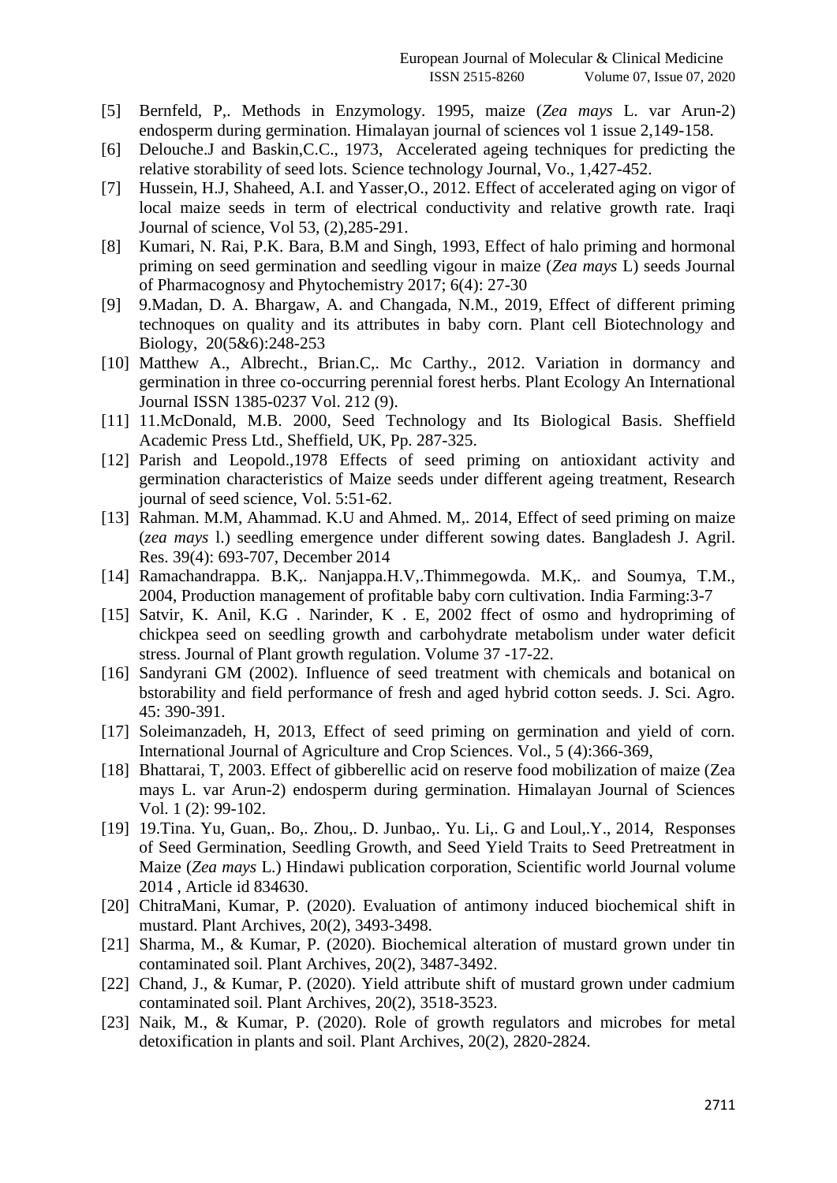[5] Bernfeld, P,. Methods in Enzymology. 1995, maize (*Zea mays* L. var Arun-2) endosperm during germination. Himalayan journal of sciences vol 1 issue 2,149-158.

[6] Delouche.J and Baskin,C.C., 1973, Accelerated ageing techniques for predicting the relative storability of seed lots. Science technology Journal, Vo., 1,427-452.

[7] Hussein, H.J, Shaheed, A.I. and Yasser,O., 2012. Effect of accelerated aging on vigor of local maize seeds in term of electrical conductivity and relative growth rate. Iraqi Journal of science, Vol 53, (2),285-291.

[8] Kumari, N. Rai, P.K. Bara, B.M and Singh, 1993, Effect of halo priming and hormonal priming on seed germination and seedling vigour in maize (*Zea mays* L) seeds Journal of Pharmacognosy and Phytochemistry 2017; 6(4): 27-30

[9] 9.Madan, D. A. Bhargaw, A. and Changada, N.M., 2019, Effect of different priming technoques on quality and its attributes in baby corn. Plant cell Biotechnology and Biology, 20(5&6):248-253

[10] Matthew A., Albrecht., Brian.C,. Mc Carthy., 2012. Variation in dormancy and germination in three co-occurring perennial forest herbs. Plant Ecology An International Journal ISSN 1385-0237 Vol. 212 (9).

[11] 11.McDonald, M.B. 2000, Seed Technology and Its Biological Basis. Sheffield Academic Press Ltd., Sheffield, UK, Pp. 287-325.

[12] Parish and Leopold.,1978 Effects of seed priming on antioxidant activity and germination characteristics of Maize seeds under different ageing treatment, Research journal of seed science, Vol. 5:51-62.

[13] Rahman. M.M, Ahammad. K.U and Ahmed. M,. 2014, Effect of seed priming on maize (*zea mays* l.) seedling emergence under different sowing dates. Bangladesh J. Agril. Res. 39(4): 693-707, December 2014

[14] Ramachandrappa. B.K,. Nanjappa.H.V,.Thimmegowda. M.K,. and Soumya, T.M., 2004, Production management of profitable baby corn cultivation. India Farming:3-7

[15] Satvir, K. Anil, K.G . Narinder, K . E, 2002 ffect of osmo and hydropriming of chickpea seed on seedling growth and carbohydrate metabolism under water deficit stress. Journal of Plant growth regulation. Volume 37 -17-22.

[16] Sandyrani GM (2002). Influence of seed treatment with chemicals and botanical on bstorability and field performance of fresh and aged hybrid cotton seeds. J. Sci. Agro. 45: 390-391.

[17] Soleimanzadeh, H, 2013, Effect of seed priming on germination and yield of corn. International Journal of Agriculture and Crop Sciences. Vol., 5 (4):366-369,

[18] Bhattarai, T, 2003. Effect of gibberellic acid on reserve food mobilization of maize (Zea mays L. var Arun-2) endosperm during germination. Himalayan Journal of Sciences Vol. 1 (2): 99-102.

[19] 19.Tina. Yu, Guan,. Bo,. Zhou,. D. Junbao,. Yu. Li,. G and Loul,.Y., 2014, Responses of Seed Germination, Seedling Growth, and Seed Yield Traits to Seed Pretreatment in Maize (*Zea mays* L.) Hindawi publication corporation, Scientific world Journal volume 2014 , Article id 834630.

[20] ChitraMani, Kumar, P. (2020). Evaluation of antimony induced biochemical shift in mustard. Plant Archives, 20(2), 3493-3498.

[21] Sharma, M., & Kumar, P. (2020). Biochemical alteration of mustard grown under tin contaminated soil. Plant Archives, 20(2), 3487-3492.

[22] Chand, J., & Kumar, P. (2020). Yield attribute shift of mustard grown under cadmium contaminated soil. Plant Archives, 20(2), 3518-3523.

[23] Naik, M., & Kumar, P. (2020). Role of growth regulators and microbes for metal detoxification in plants and soil. Plant Archives, 20(2), 2820-2824.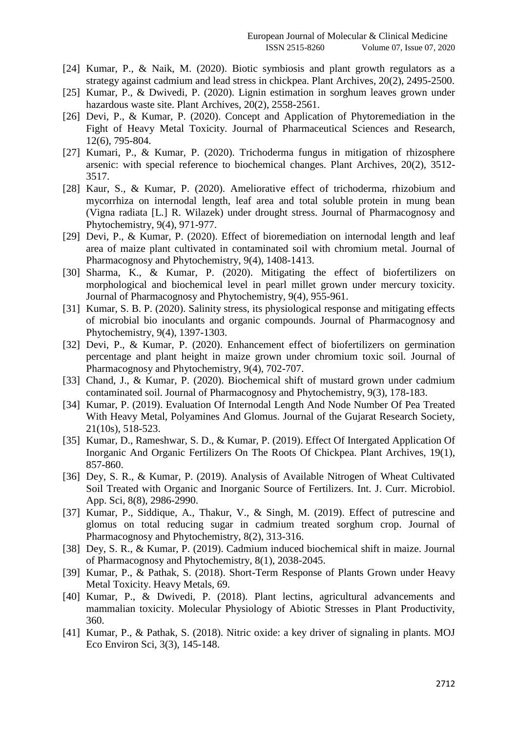[24] Kumar, P., & Naik, M. (2020). Biotic symbiosis and plant growth regulators as a strategy against cadmium and lead stress in chickpea. Plant Archives, 20(2), 2495-2500.

[25] Kumar, P., & Dwivedi, P. (2020). Lignin estimation in sorghum leaves grown under hazardous waste site. Plant Archives, 20(2), 2558-2561.

[26] Devi, P., & Kumar, P. (2020). Concept and Application of Phytoremediation in the Fight of Heavy Metal Toxicity. Journal of Pharmaceutical Sciences and Research, 12(6), 795-804.

[27] Kumari, P., & Kumar, P. (2020). Trichoderma fungus in mitigation of rhizosphere arsenic: with special reference to biochemical changes. Plant Archives, 20(2), 3512-3517.

[28] Kaur, S., & Kumar, P. (2020). Ameliorative effect of trichoderma, rhizobium and mycorrhiza on internodal length, leaf area and total soluble protein in mung bean (Vigna radiata [L.] R. Wilazek) under drought stress. Journal of Pharmacognosy and Phytochemistry, 9(4), 971-977.

[29] Devi, P., & Kumar, P. (2020). Effect of bioremediation on internodal length and leaf area of maize plant cultivated in contaminated soil with chromium metal. Journal of Pharmacognosy and Phytochemistry, 9(4), 1408-1413.

[30] Sharma, K., & Kumar, P. (2020). Mitigating the effect of biofertilizers on morphological and biochemical level in pearl millet grown under mercury toxicity. Journal of Pharmacognosy and Phytochemistry, 9(4), 955-961.

[31] Kumar, S. B. P. (2020). Salinity stress, its physiological response and mitigating effects of microbial bio inoculants and organic compounds. Journal of Pharmacognosy and Phytochemistry, 9(4), 1397-1303.

[32] Devi, P., & Kumar, P. (2020). Enhancement effect of biofertilizers on germination percentage and plant height in maize grown under chromium toxic soil. Journal of Pharmacognosy and Phytochemistry, 9(4), 702-707.

[33] Chand, J., & Kumar, P. (2020). Biochemical shift of mustard grown under cadmium contaminated soil. Journal of Pharmacognosy and Phytochemistry, 9(3), 178-183.

[34] Kumar, P. (2019). Evaluation Of Internodal Length And Node Number Of Pea Treated With Heavy Metal, Polyamines And Glomus. Journal of the Gujarat Research Society, 21(10s), 518-523.

[35] Kumar, D., Rameshwar, S. D., & Kumar, P. (2019). Effect Of Intergated Application Of Inorganic And Organic Fertilizers On The Roots Of Chickpea. Plant Archives, 19(1), 857-860.

[36] Dey, S. R., & Kumar, P. (2019). Analysis of Available Nitrogen of Wheat Cultivated Soil Treated with Organic and Inorganic Source of Fertilizers. Int. J. Curr. Microbiol. App. Sci, 8(8), 2986-2990.

[37] Kumar, P., Siddique, A., Thakur, V., & Singh, M. (2019). Effect of putrescine and glomus on total reducing sugar in cadmium treated sorghum crop. Journal of Pharmacognosy and Phytochemistry, 8(2), 313-316.

[38] Dey, S. R., & Kumar, P. (2019). Cadmium induced biochemical shift in maize. Journal of Pharmacognosy and Phytochemistry, 8(1), 2038-2045.

[39] Kumar, P., & Pathak, S. (2018). Short-Term Response of Plants Grown under Heavy Metal Toxicity. Heavy Metals, 69.

[40] Kumar, P., & Dwivedi, P. (2018). Plant lectins, agricultural advancements and mammalian toxicity. Molecular Physiology of Abiotic Stresses in Plant Productivity, 360.

[41] Kumar, P., & Pathak, S. (2018). Nitric oxide: a key driver of signaling in plants. MOJ Eco Environ Sci, 3(3), 145-148.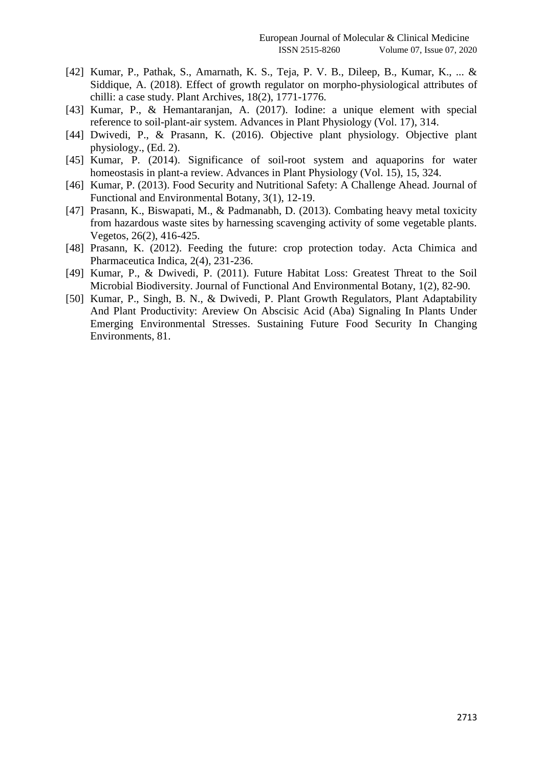[42] Kumar, P., Pathak, S., Amarnath, K. S., Teja, P. V. B., Dileep, B., Kumar, K., ... & Siddique, A. (2018). Effect of growth regulator on morpho-physiological attributes of chilli: a case study. Plant Archives, 18(2), 1771-1776.

[43] Kumar, P., & Hemantaranjan, A. (2017). Iodine: a unique element with special reference to soil-plant-air system. Advances in Plant Physiology (Vol. 17), 314.

[44] Dwivedi, P., & Prasann, K. (2016). Objective plant physiology. Objective plant physiology., (Ed. 2).

[45] Kumar, P. (2014). Significance of soil-root system and aquaporins for water homeostasis in plant-a review. Advances in Plant Physiology (Vol. 15), 15, 324.

[46] Kumar, P. (2013). Food Security and Nutritional Safety: A Challenge Ahead. Journal of Functional and Environmental Botany, 3(1), 12-19.

[47] Prasann, K., Biswapati, M., & Padmanabh, D. (2013). Combating heavy metal toxicity from hazardous waste sites by harnessing scavenging activity of some vegetable plants. Vegetos, 26(2), 416-425.

[48] Prasann, K. (2012). Feeding the future: crop protection today. Acta Chimica and Pharmaceutica Indica, 2(4), 231-236.

[49] Kumar, P., & Dwivedi, P. (2011). Future Habitat Loss: Greatest Threat to the Soil Microbial Biodiversity. Journal of Functional And Environmental Botany, 1(2), 82-90.

[50] Kumar, P., Singh, B. N., & Dwivedi, P. Plant Growth Regulators, Plant Adaptability And Plant Productivity: Areview On Abscisic Acid (Aba) Signaling In Plants Under Emerging Environmental Stresses. Sustaining Future Food Security In Changing Environments, 81.